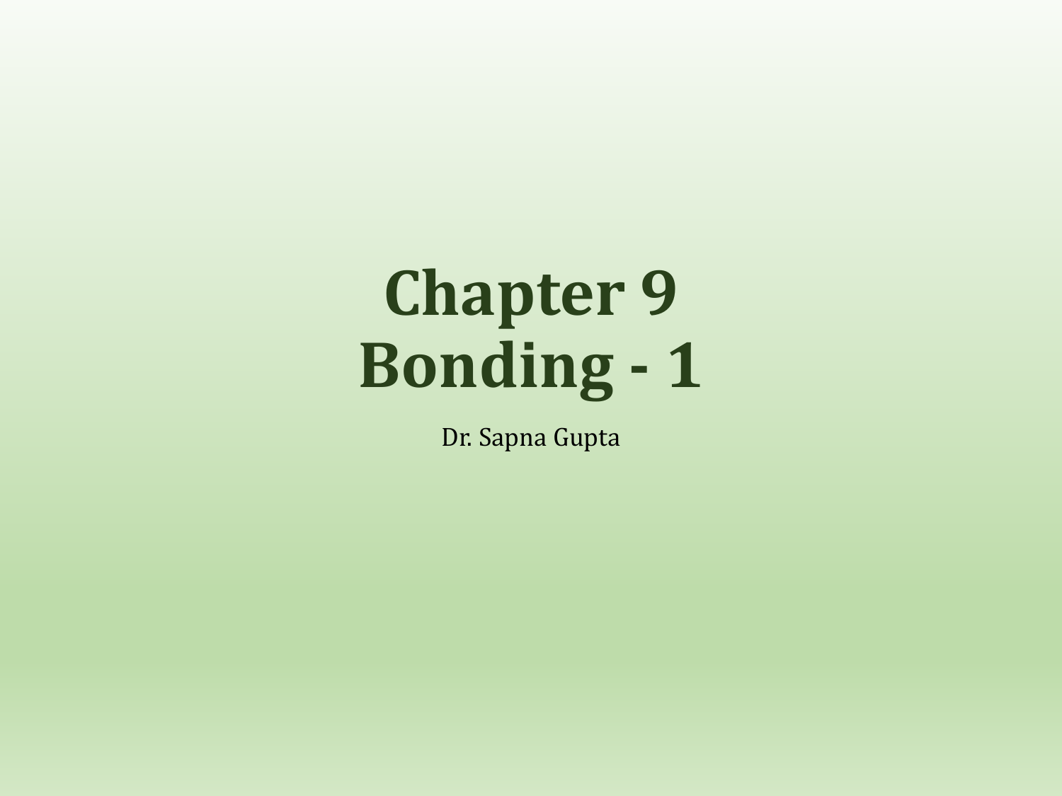# Chapter 9
# Bonding - 1

Dr. Sapna Gupta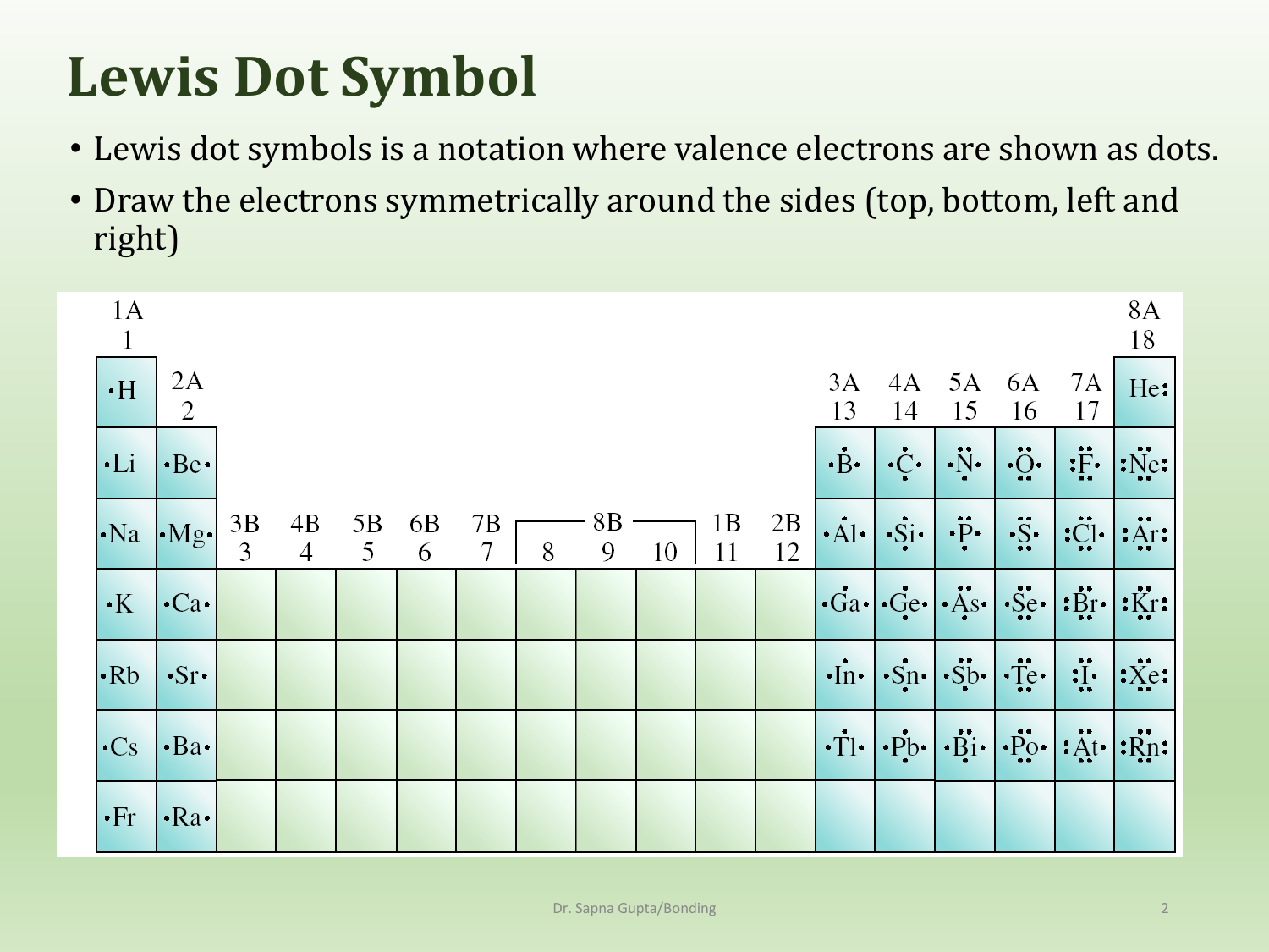# Lewis Dot Symbol

- Lewis dot symbols is a notation where valence electrons are shown as dots.
- Draw the electrons symmetrically around the sides (top, bottom, left and right)

| 1A 1 | 2A 2 | 3B 3 | 4B 4 | 5B 5 | 6B 6 | 7B 7 | 8B 8 | 8B 9 | 8B 10 | 1B 11 | 2B 12 | 3A 13 | 4A 14 | 5A 15 | 6A 16 | 7A 17 | 8A 18 |
|---|---|---|---|---|---|---|---|---|---|---|---|---|---|---|---|---|---|
| ·H | | | | | | | | | | | | | | | | | He: |
| ·Li | ·Be· | | | | | | | | | | | ·B· (3 dots) | ·C· (4 dots) | ·N· (5 dots) | ·O· (6 dots) | :F· (7 dots) | :Ne: (8 dots) |
| ·Na | ·Mg· | | | | | | | | | | | ·Al· (3 dots) | ·Si· (4 dots) | ·P· (5 dots) | ·S· (6 dots) | :Cl· (7 dots) | :Ar: (8 dots) |
| ·K | ·Ca· | | | | | | | | | | | ·Ga· (3 dots) | ·Ge· (4 dots) | ·As· (5 dots) | ·Se· (6 dots) | :Br· (7 dots) | :Kr: (8 dots) |
| ·Rb | ·Sr· | | | | | | | | | | | ·In· (3 dots) | ·Sn· (4 dots) | ·Sb· (5 dots) | ·Te· (6 dots) | :I· (7 dots) | :Xe: (8 dots) |
| ·Cs | ·Ba· | | | | | | | | | | | ·Tl· (3 dots) | ·Pb· (4 dots) | ·Bi· (5 dots) | ·Po· (6 dots) | :At· (7 dots) | :Rn: (8 dots) |
| ·Fr | ·Ra· | | | | | | | | | | | | | | | | |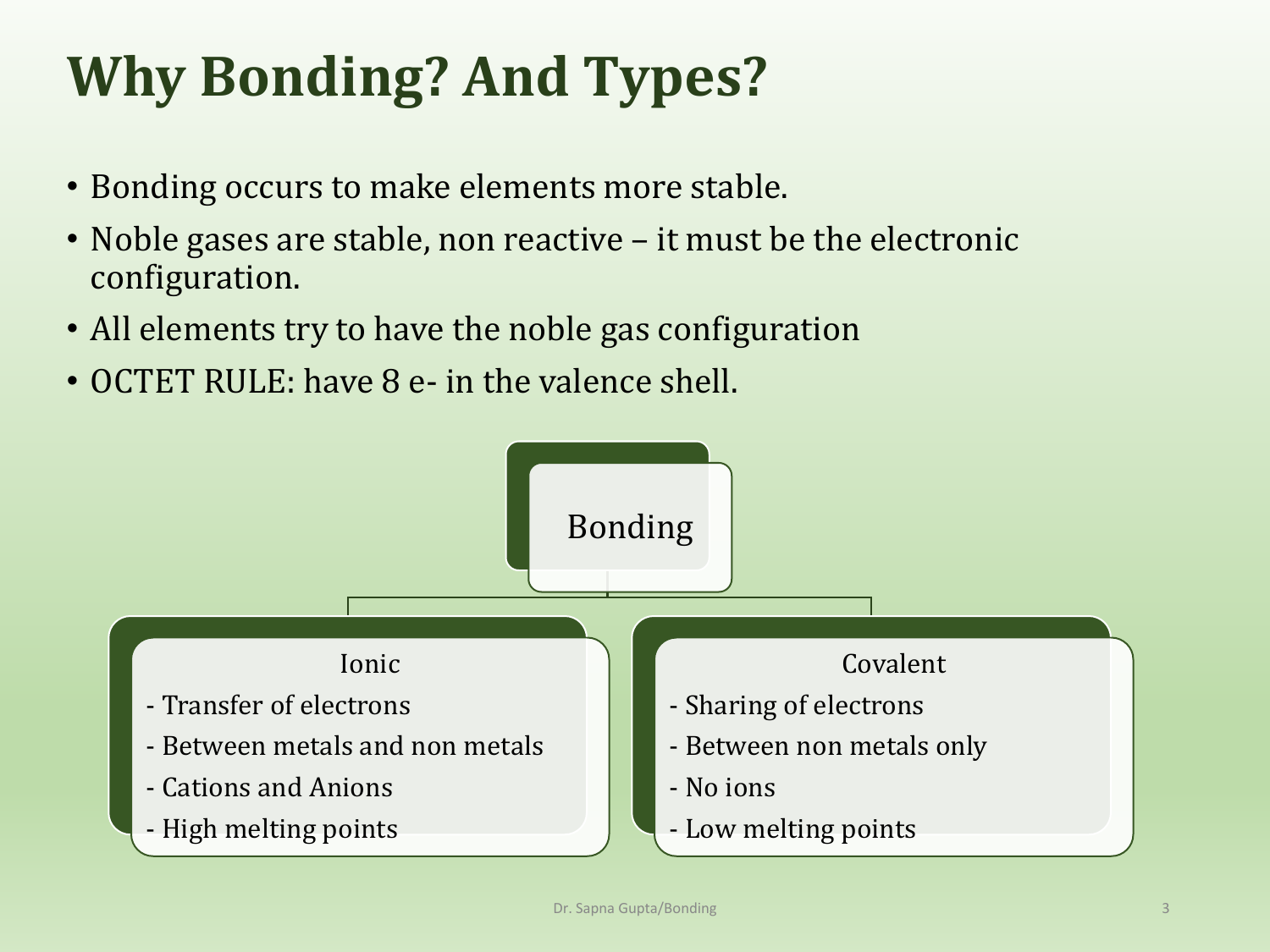# Why Bonding? And Types?

- Bonding occurs to make elements more stable.
- Noble gases are stable, non reactive – it must be the electronic configuration.
- All elements try to have the noble gas configuration
- OCTET RULE: have 8 e- in the valence shell.

**Bonding**

**Ionic**
- Transfer of electrons
- Between metals and non metals
- Cations and Anions
- High melting points

**Covalent**
- Sharing of electrons
- Between non metals only
- No ions
- Low melting points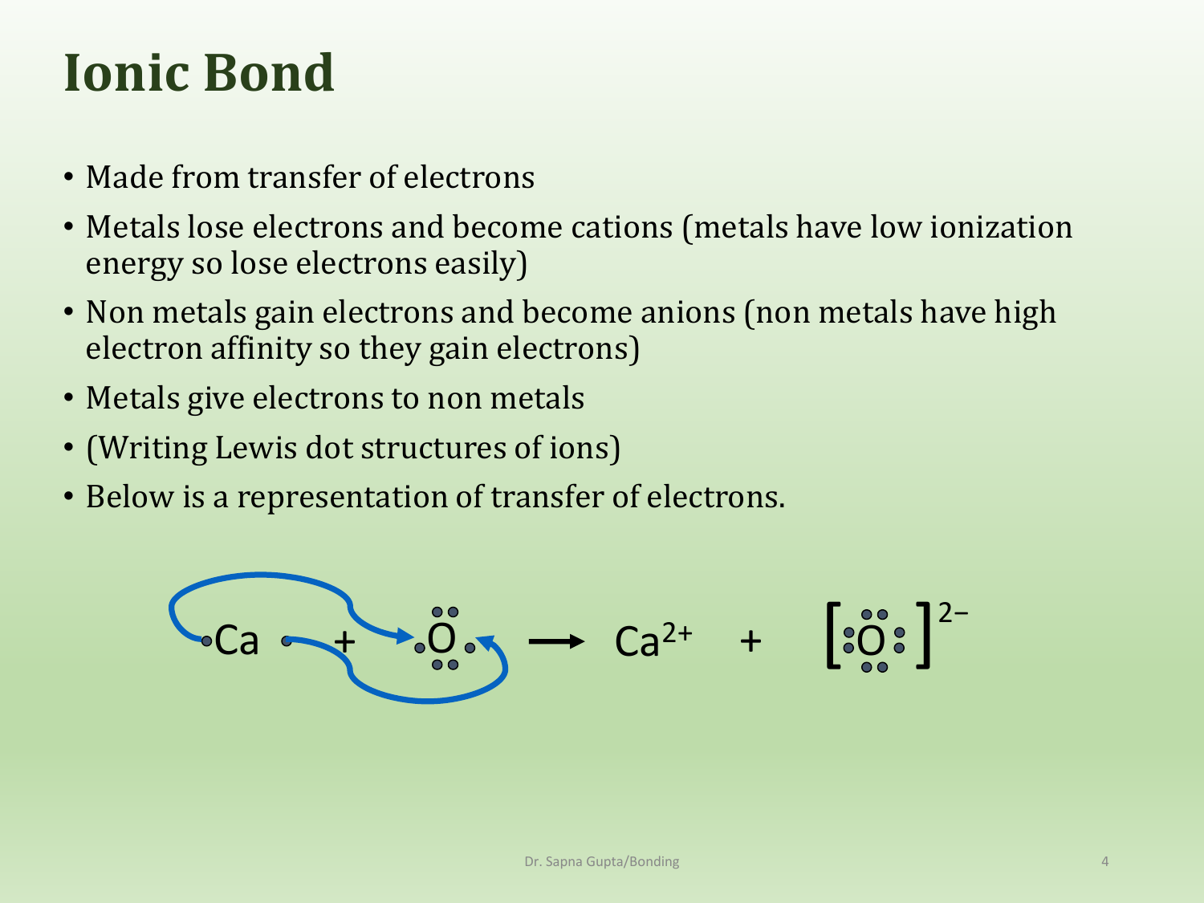# Ionic Bond

- Made from transfer of electrons
- Metals lose electrons and become cations (metals have low ionization energy so lose electrons easily)
- Non metals gain electrons and become anions (non metals have high electron affinity so they gain electrons)
- Metals give electrons to non metals
- (Writing Lewis dot structures of ions)
- Below is a representation of transfer of electrons.

$$\cdot Ca \cdot + \cdot\ddot{\underset{..}{O}}\cdot \longrightarrow Ca^{2+} + [:\ddot{\underset{..}{O}}:]^{2-}$$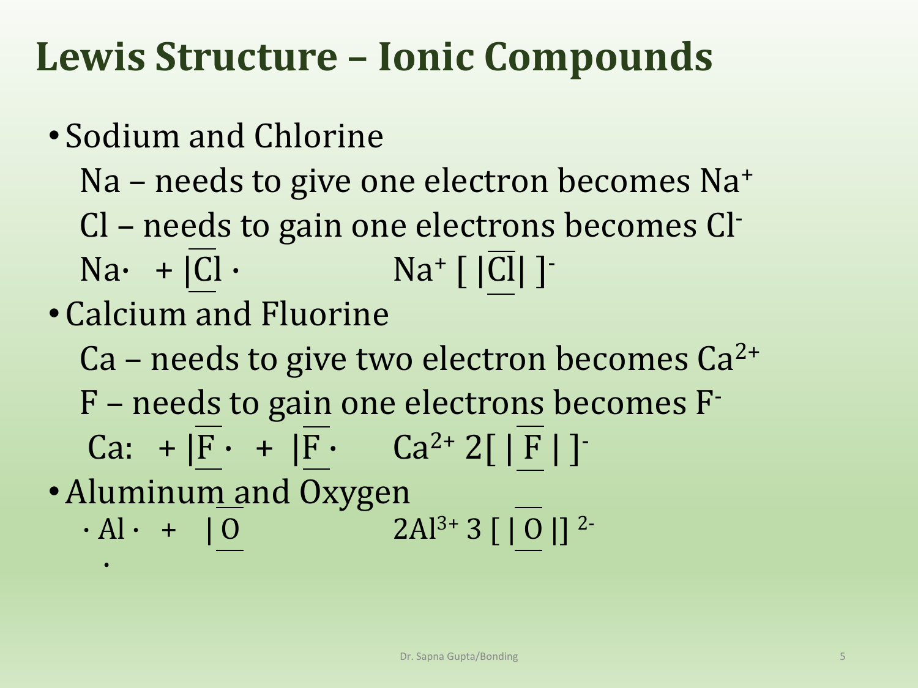# Lewis Structure – Ionic Compounds

- Sodium and Chlorine

  Na – needs to give one electron becomes $Na^+$

  Cl – needs to gain one electrons becomes $Cl^-$

  Na· + |Cl ·   $Na^+$ [ |Cl| $]^-$

- Calcium and Fluorine

  Ca – needs to give two electron becomes $Ca^{2+}$

  F – needs to gain one electrons becomes $F^-$

  Ca: + |F · + |F ·   $Ca^{2+}$ 2[ | F | $]^-$

- Aluminum and Oxygen

  · Al · + | O   $2Al^{3+}$ 3 [ | O |] $^{2-}$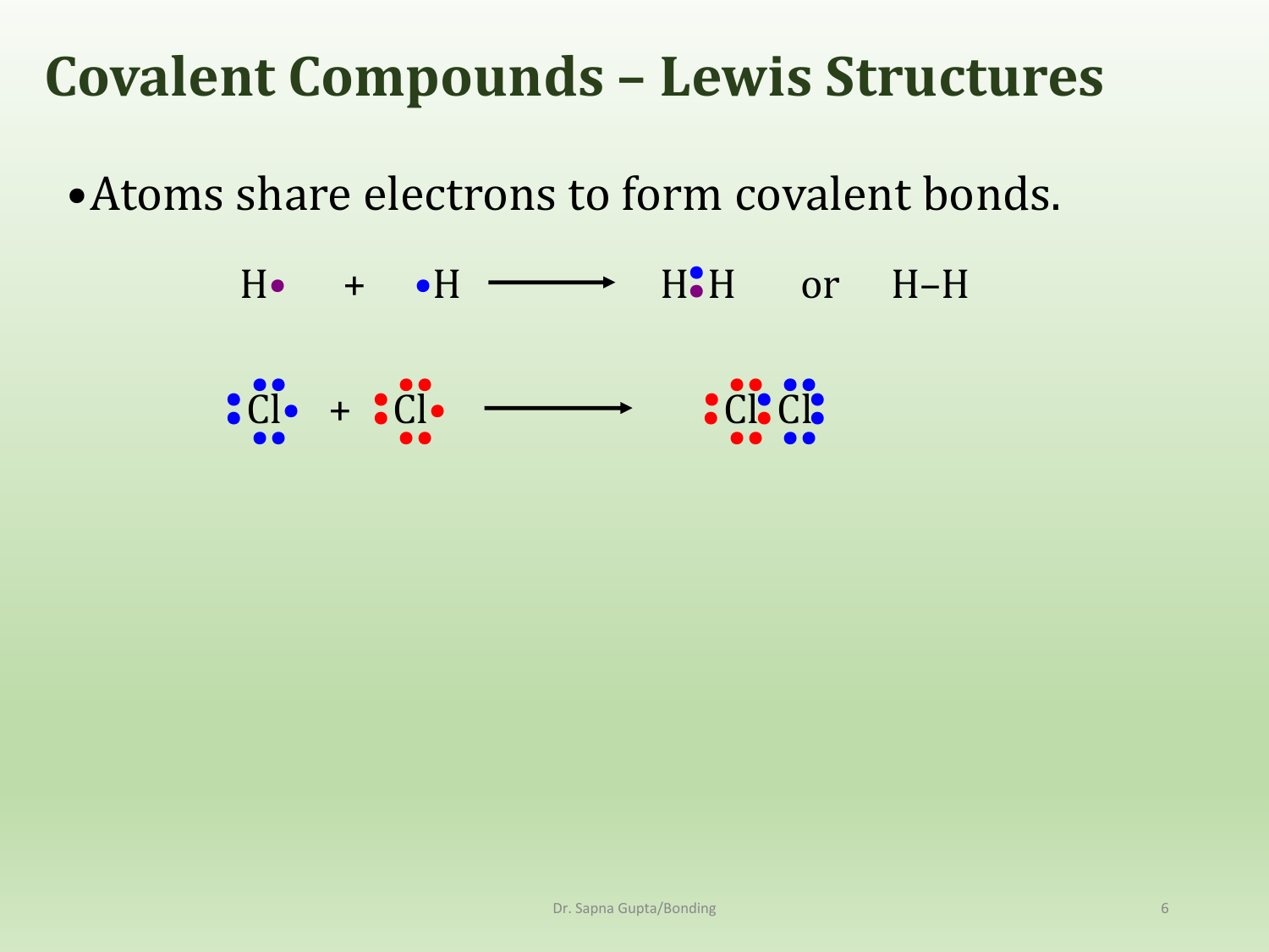# Covalent Compounds – Lewis Structures

- Atoms share electrons to form covalent bonds.

H• + •H ⟶ H:H or H–H

:Cl: + :Cl: ⟶ :Cl:Cl: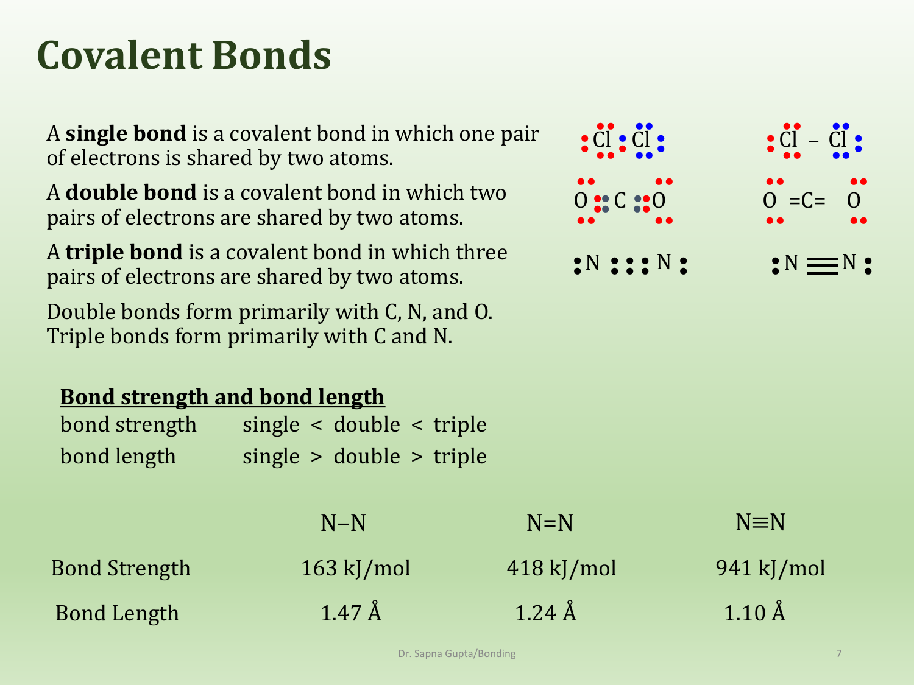# Covalent Bonds

A **single bond** is a covalent bond in which one pair of electrons is shared by two atoms.

A **double bond** is a covalent bond in which two pairs of electrons are shared by two atoms.

A **triple bond** is a covalent bond in which three pairs of electrons are shared by two atoms.

Double bonds form primarily with C, N, and O. Triple bonds form primarily with C and N.

Cl – Cl

O =C= O

N ≡ N

## Bond strength and bond length

| | |
|---|---|
| bond strength | single < double < triple |
| bond length | single > double > triple |

| | N–N | N=N | N≡N |
|---|---|---|---|
| Bond Strength | 163 kJ/mol | 418 kJ/mol | 941 kJ/mol |
| Bond Length | 1.47 Å | 1.24 Å | 1.10 Å |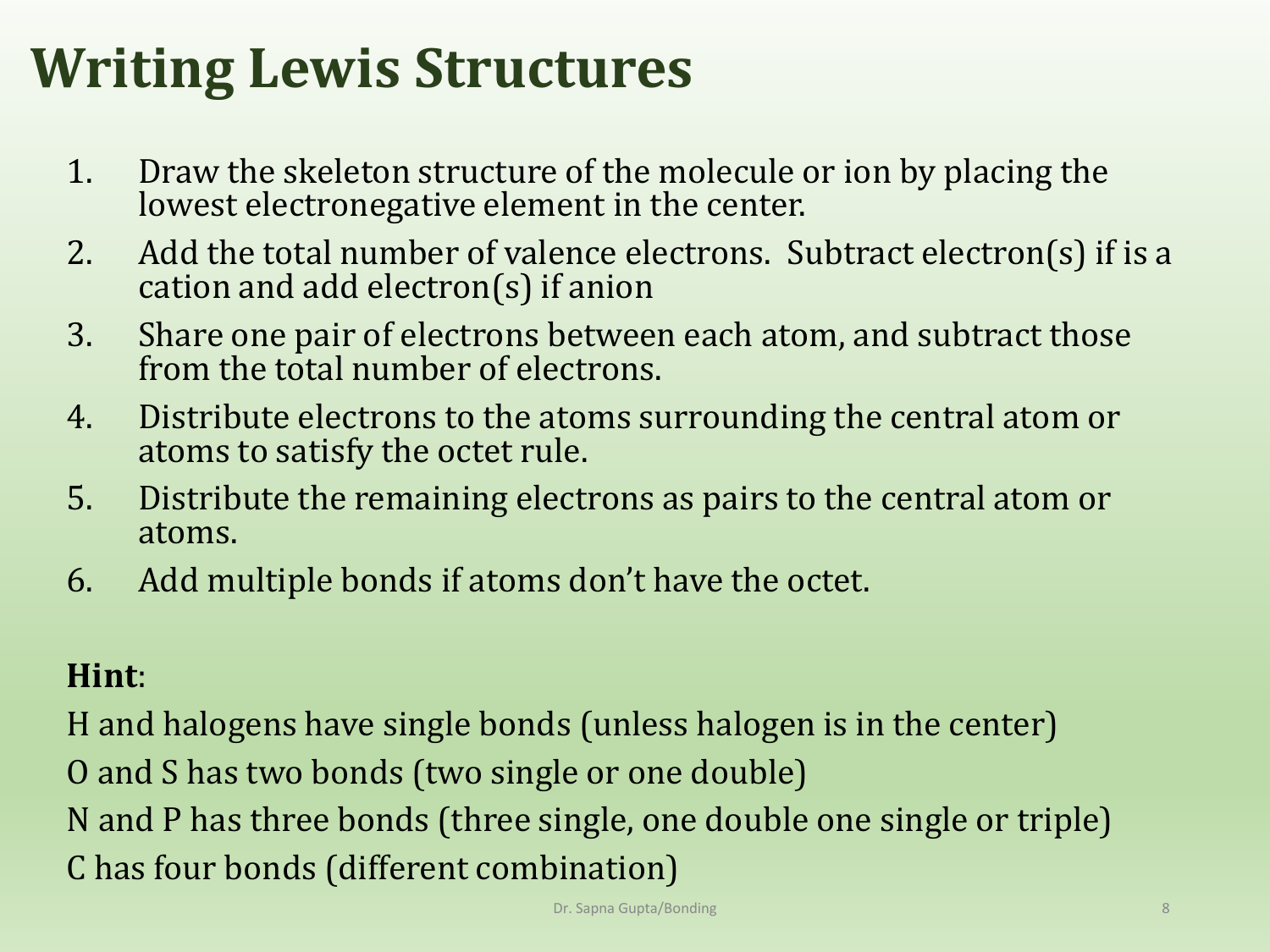# Writing Lewis Structures

1. Draw the skeleton structure of the molecule or ion by placing the lowest electronegative element in the center.
2. Add the total number of valence electrons. Subtract electron(s) if is a cation and add electron(s) if anion
3. Share one pair of electrons between each atom, and subtract those from the total number of electrons.
4. Distribute electrons to the atoms surrounding the central atom or atoms to satisfy the octet rule.
5. Distribute the remaining electrons as pairs to the central atom or atoms.
6. Add multiple bonds if atoms don't have the octet.

**Hint**:

H and halogens have single bonds (unless halogen is in the center)

O and S has two bonds (two single or one double)

N and P has three bonds (three single, one double one single or triple)

C has four bonds (different combination)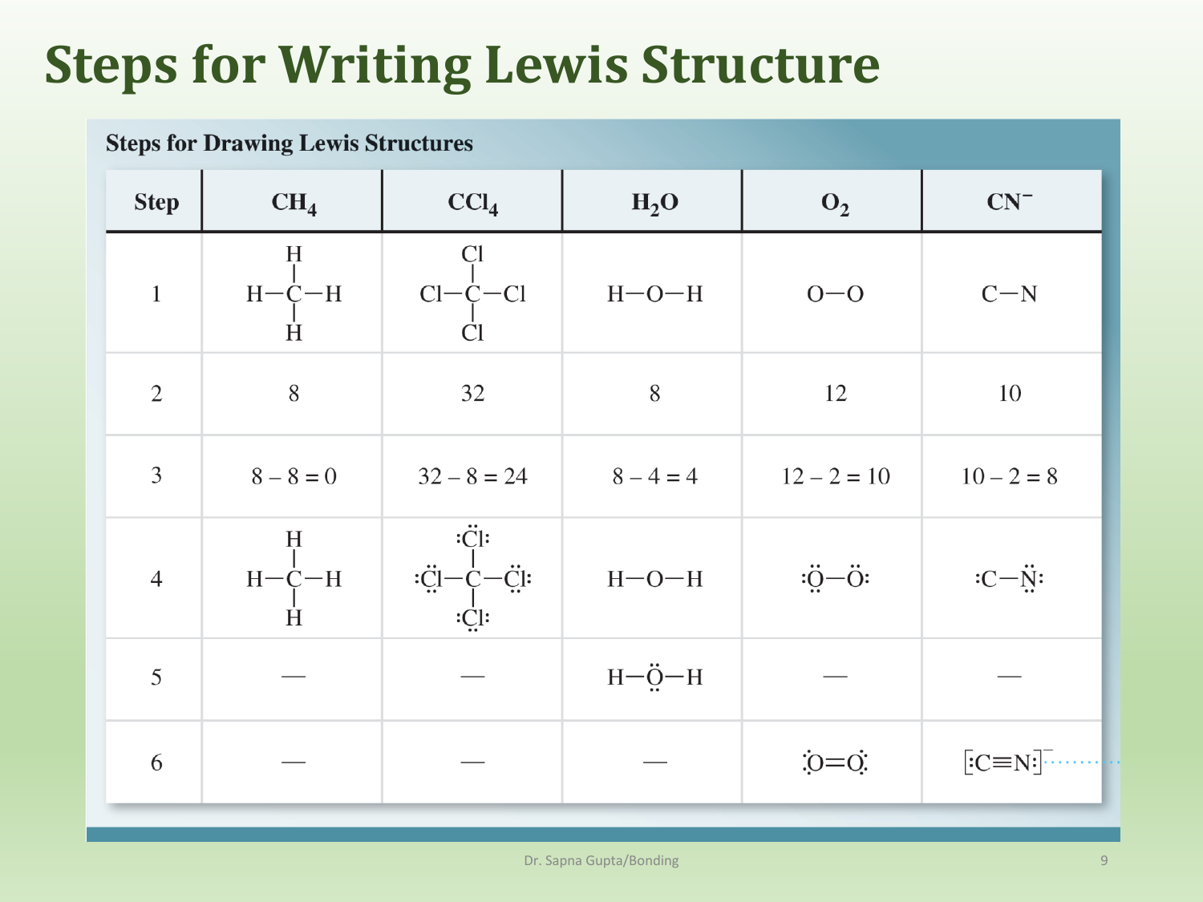# Steps for Writing Lewis Structure

**Steps for Drawing Lewis Structures**

| Step | $CH_4$ | $CCl_4$ | $H_2O$ | $O_2$ | $CN^-$ |
|---|---|---|---|---|---|
| 1 | H–C–H with H above and below C | Cl–C–Cl with Cl above and below C | H–O–H | O–O | C–N |
| 2 | 8 | 32 | 8 | 12 | 10 |
| 3 | 8 – 8 = 0 | 32 – 8 = 24 | 8 – 4 = 4 | 12 – 2 = 10 | 10 – 2 = 8 |
| 4 | H–C–H with H above and below C | C bonded to four Cl, each Cl with three lone pairs | H–O–H | :Ö–Ö: | :C–N̈: |
| 5 | — | — | H–Ö–H (two lone pairs on O) | — | — |
| 6 | — | — | — | O=O (two lone pairs on each O) | $[:C\equiv N:]^-$ |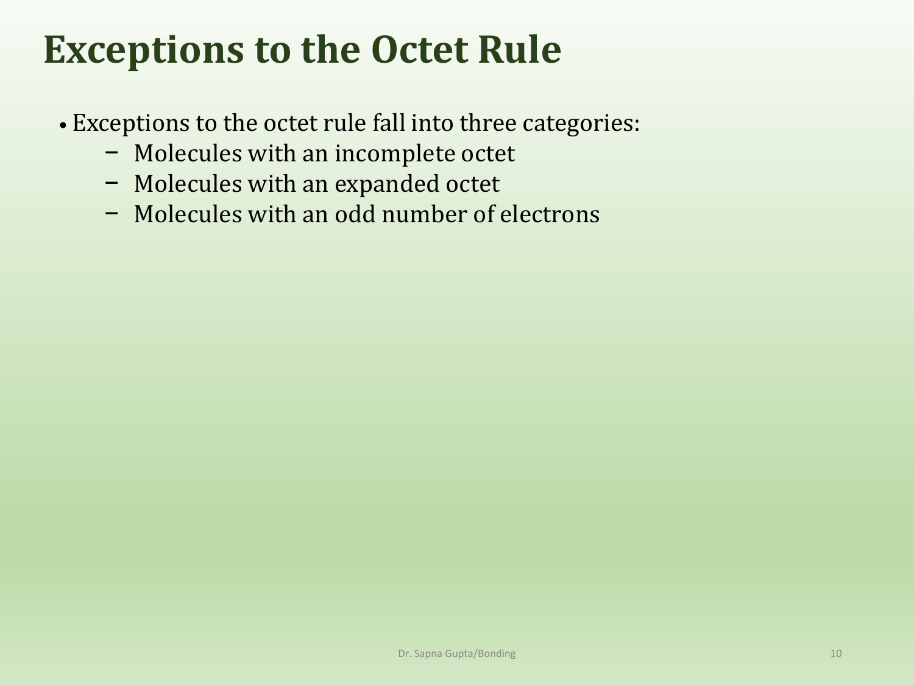# Exceptions to the Octet Rule

- Exceptions to the octet rule fall into three categories:
  - Molecules with an incomplete octet
  - Molecules with an expanded octet
  - Molecules with an odd number of electrons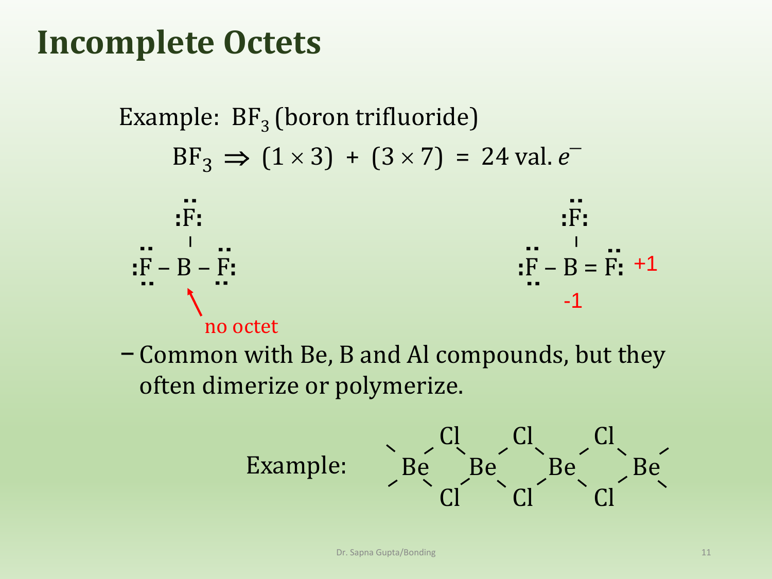# Incomplete Octets

Example: $BF_3$ (boron trifluoride)

$$BF_3 \Rightarrow (1 \times 3) + (3 \times 7) = 24 \text{ val. } e^-$$

```
     ..                                  ..
    :F:                                 :F:
     |                                   |
 ..  |  ..                          ..   |   ..
:F – B – F:                        :F – B = F:  +1
 ..      ..                         ..
        ↖                                -1
         no octet
```

– Common with Be, B and Al compounds, but they often dimerize or polymerize.

Example:

```
      Cl      Cl      Cl
 \   /  \    /  \    /  \   /
  Be     Be      Be      Be
 /   \  /    \  /    \  /   \
      Cl      Cl      Cl
```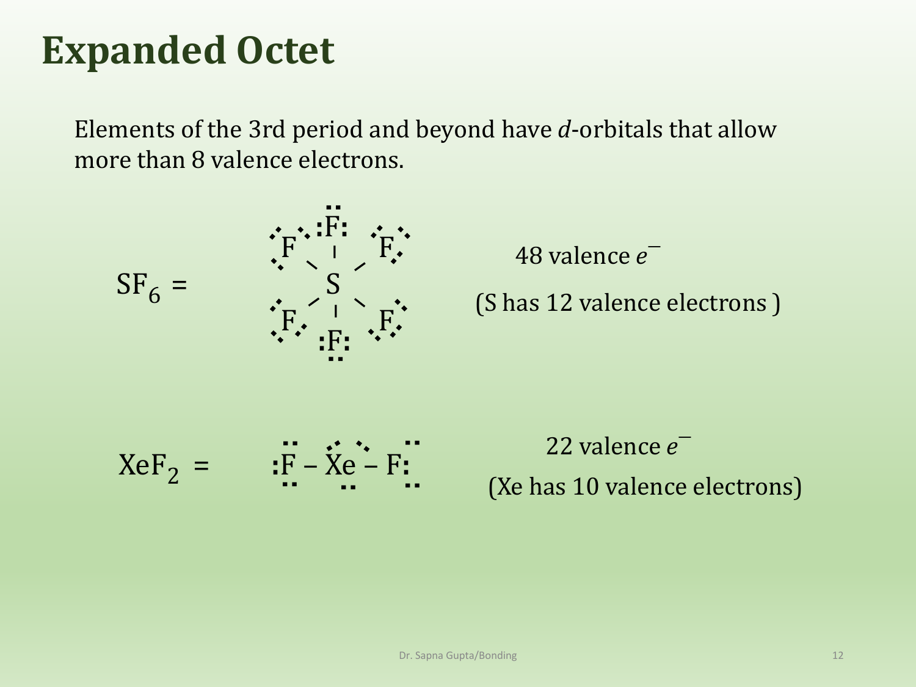# Expanded Octet

Elements of the 3rd period and beyond have *d*-orbitals that allow more than 8 valence electrons.

$SF_6$ =

48 valence $e^-$

(*S* has 12 valence electrons )

$XeF_2$ = F – Xe – F

22 valence $e^-$

(Xe has 10 valence electrons)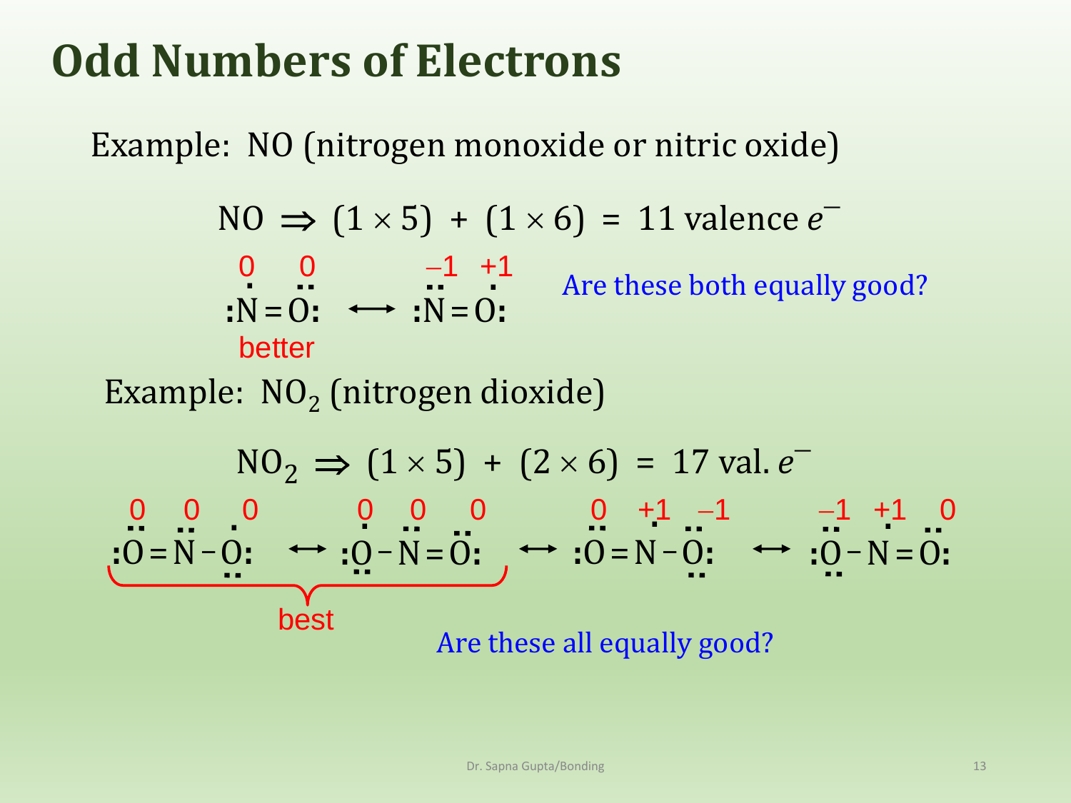# Odd Numbers of Electrons

Example: NO (nitrogen monoxide or nitric oxide)

$$\text{NO} \Rightarrow (1 \times 5) + (1 \times 6) = 11 \text{ valence } e^-$$

$$\overset{0}{:\dot{\text{N}}} = \overset{0}{\ddot{\text{O}}}: \longleftrightarrow \overset{-1}{:\ddot{\text{N}}} = \overset{+1}{\dot{\text{O}}}:$$

better

Are these both equally good?

Example: $NO_2$ (nitrogen dioxide)

$$\text{NO}_2 \Rightarrow (1 \times 5) + (2 \times 6) = 17 \text{ val. } e^-$$

$$\overset{0}{:\ddot{\text{O}}} = \overset{0}{\ddot{\text{N}}} - \overset{0}{\dot{\underset{\cdot\cdot}{\text{O}}}}: \longleftrightarrow \overset{0}{:\dot{\underset{\cdot\cdot}{\text{O}}}} - \overset{0}{\ddot{\text{N}}} = \overset{0}{\ddot{\text{O}}}: \longleftrightarrow \overset{0}{:\ddot{\text{O}}} = \overset{+1}{\dot{\text{N}}} - \overset{-1}{\ddot{\underset{\cdot\cdot}{\text{O}}}}: \longleftrightarrow \overset{-1}{:\ddot{\underset{\cdot\cdot}{\text{O}}}} - \overset{+1}{\dot{\text{N}}} = \overset{0}{\ddot{\text{O}}}:$$

best (first two structures)

Are these all equally good?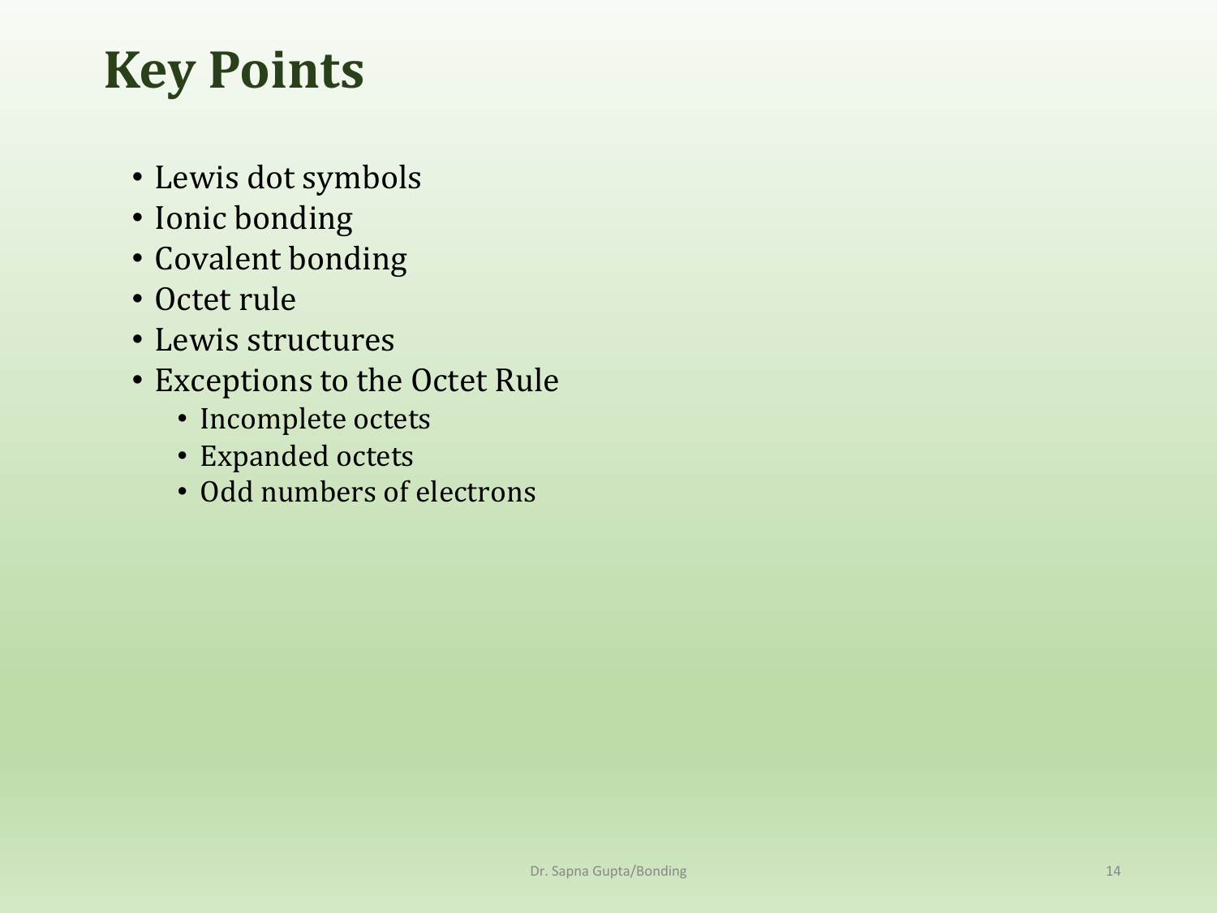# Key Points

- Lewis dot symbols
- Ionic bonding
- Covalent bonding
- Octet rule
- Lewis structures
- Exceptions to the Octet Rule
  - Incomplete octets
  - Expanded octets
  - Odd numbers of electrons